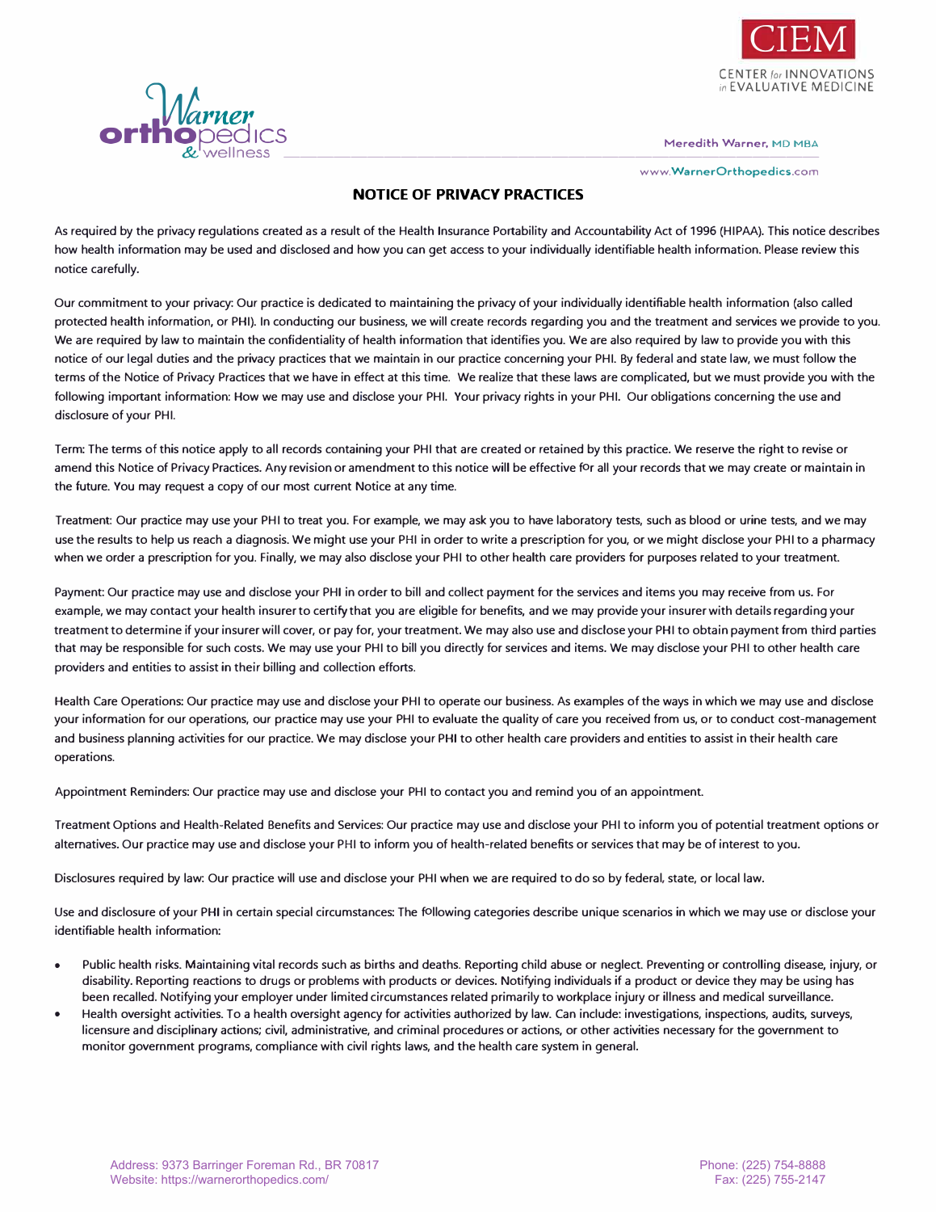Warner orthopedics & wellness

CIEM
CENTER for INNOVATIONS in EVALUATIVE MEDICINE

Meredith Warner, MD MBA

www.WarnerOrthopedics.com

# NOTICE OF PRIVACY PRACTICES

As required by the privacy regulations created as a result of the Health Insurance Portability and Accountability Act of 1996 (HIPAA). This notice describes how health information may be used and disclosed and how you can get access to your individually identifiable health information. Please review this notice carefully.

Our commitment to your privacy: Our practice is dedicated to maintaining the privacy of your individually identifiable health information (also called protected health information, or PHI). In conducting our business, we will create records regarding you and the treatment and services we provide to you. We are required by law to maintain the confidentiality of health information that identifies you. We are also required by law to provide you with this notice of our legal duties and the privacy practices that we maintain in our practice concerning your PHI. By federal and state law, we must follow the terms of the Notice of Privacy Practices that we have in effect at this time. We realize that these laws are complicated, but we must provide you with the following important information: How we may use and disclose your PHI. Your privacy rights in your PHI. Our obligations concerning the use and disclosure of your PHI.

Term: The terms of this notice apply to all records containing your PHI that are created or retained by this practice. We reserve the right to revise or amend this Notice of Privacy Practices. Any revision or amendment to this notice will be effective for all your records that we may create or maintain in the future. You may request a copy of our most current Notice at any time.

Treatment: Our practice may use your PHI to treat you. For example, we may ask you to have laboratory tests, such as blood or urine tests, and we may use the results to help us reach a diagnosis. We might use your PHI in order to write a prescription for you, or we might disclose your PHI to a pharmacy when we order a prescription for you. Finally, we may also disclose your PHI to other health care providers for purposes related to your treatment.

Payment: Our practice may use and disclose your PHI in order to bill and collect payment for the services and items you may receive from us. For example, we may contact your health insurer to certify that you are eligible for benefits, and we may provide your insurer with details regarding your treatment to determine if your insurer will cover, or pay for, your treatment. We may also use and disclose your PHI to obtain payment from third parties that may be responsible for such costs. We may use your PHI to bill you directly for services and items. We may disclose your PHI to other health care providers and entities to assist in their billing and collection efforts.

Health Care Operations: Our practice may use and disclose your PHI to operate our business. As examples of the ways in which we may use and disclose your information for our operations, our practice may use your PHI to evaluate the quality of care you received from us, or to conduct cost-management and business planning activities for our practice. We may disclose your PHI to other health care providers and entities to assist in their health care operations.

Appointment Reminders: Our practice may use and disclose your PHI to contact you and remind you of an appointment.

Treatment Options and Health-Related Benefits and Services: Our practice may use and disclose your PHI to inform you of potential treatment options or alternatives. Our practice may use and disclose your PHI to inform you of health-related benefits or services that may be of interest to you.

Disclosures required by law: Our practice will use and disclose your PHI when we are required to do so by federal, state, or local law.

Use and disclosure of your PHI in certain special circumstances: The following categories describe unique scenarios in which we may use or disclose your identifiable health information:

- Public health risks. Maintaining vital records such as births and deaths. Reporting child abuse or neglect. Preventing or controlling disease, injury, or disability. Reporting reactions to drugs or problems with products or devices. Notifying individuals if a product or device they may be using has been recalled. Notifying your employer under limited circumstances related primarily to workplace injury or illness and medical surveillance.
- Health oversight activities. To a health oversight agency for activities authorized by law. Can include: investigations, inspections, audits, surveys, licensure and disciplinary actions; civil, administrative, and criminal procedures or actions, or other activities necessary for the government to monitor government programs, compliance with civil rights laws, and the health care system in general.

Address: 9373 Barringer Foreman Rd., BR 70817
Website: https://warnerorthopedics.com/

Phone: (225) 754-8888
Fax: (225) 755-2147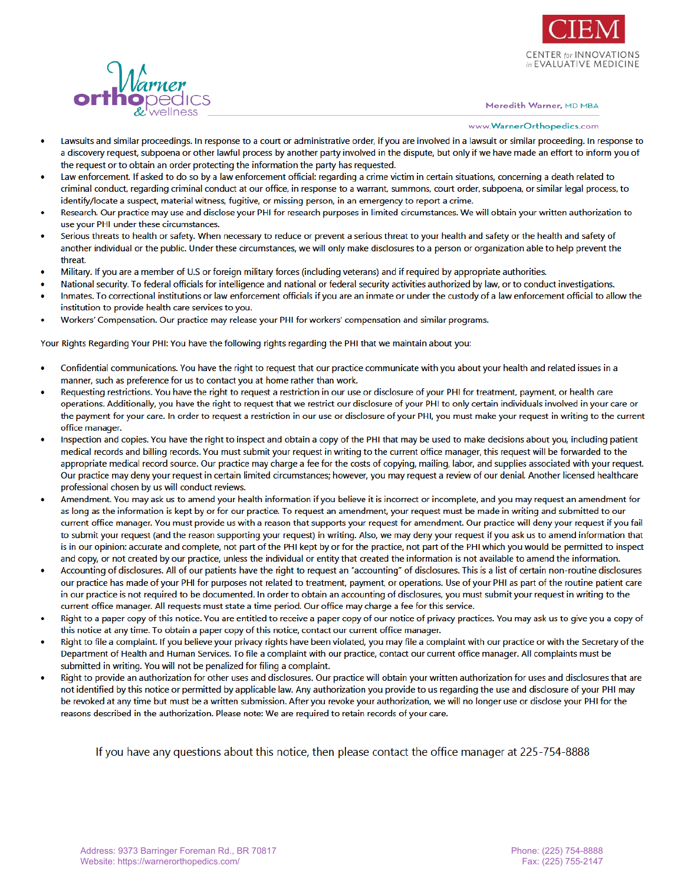- Lawsuits and similar proceedings. In response to a court or administrative order, if you are involved in a lawsuit or similar proceeding. In response to a discovery request, subpoena or other lawful process by another party involved in the dispute, but only if we have made an effort to inform you of the request or to obtain an order protecting the information the party has requested.
- Law enforcement. If asked to do so by a law enforcement official: regarding a crime victim in certain situations, concerning a death related to criminal conduct, regarding criminal conduct at our office, in response to a warrant, summons, court order, subpoena, or similar legal process, to identify/locate a suspect, material witness, fugitive, or missing person, in an emergency to report a crime.
- Research. Our practice may use and disclose your PHI for research purposes in limited circumstances. We will obtain your written authorization to use your PHI under these circumstances.
- Serious threats to health or safety. When necessary to reduce or prevent a serious threat to your health and safety or the health and safety of another individual or the public. Under these circumstances, we will only make disclosures to a person or organization able to help prevent the threat.
- Military. If you are a member of U.S or foreign military forces (including veterans) and if required by appropriate authorities.
- National security. To federal officials for intelligence and national or federal security activities authorized by law, or to conduct investigations.
- Inmates. To correctional institutions or law enforcement officials if you are an inmate or under the custody of a law enforcement official to allow the institution to provide health care services to you.
- Workers' Compensation. Our practice may release your PHI for workers' compensation and similar programs.

Your Rights Regarding Your PHI: You have the following rights regarding the PHI that we maintain about you:

- Confidential communications. You have the right to request that our practice communicate with you about your health and related issues in a manner, such as preference for us to contact you at home rather than work.
- Requesting restrictions. You have the right to request a restriction in our use or disclosure of your PHI for treatment, payment, or health care operations. Additionally, you have the right to request that we restrict our disclosure of your PHI to only certain individuals involved in your care or the payment for your care. In order to request a restriction in our use or disclosure of your PHI, you must make your request in writing to the current office manager.
- Inspection and copies. You have the right to inspect and obtain a copy of the PHI that may be used to make decisions about you, including patient medical records and billing records. You must submit your request in writing to the current office manager, this request will be forwarded to the appropriate medical record source. Our practice may charge a fee for the costs of copying, mailing, labor, and supplies associated with your request. Our practice may deny your request in certain limited circumstances; however, you may request a review of our denial. Another licensed healthcare professional chosen by us will conduct reviews.
- Amendment. You may ask us to amend your health information if you believe it is incorrect or incomplete, and you may request an amendment for as long as the information is kept by or for our practice. To request an amendment, your request must be made in writing and submitted to our current office manager. You must provide us with a reason that supports your request for amendment. Our practice will deny your request if you fail to submit your request (and the reason supporting your request) in writing. Also, we may deny your request if you ask us to amend information that is in our opinion: accurate and complete, not part of the PHI kept by or for the practice, not part of the PHI which you would be permitted to inspect and copy, or not created by our practice, unless the individual or entity that created the information is not available to amend the information.
- Accounting of disclosures. All of our patients have the right to request an "accounting" of disclosures. This is a list of certain non-routine disclosures our practice has made of your PHI for purposes not related to treatment, payment, or operations. Use of your PHI as part of the routine patient care in our practice is not required to be documented. In order to obtain an accounting of disclosures, you must submit your request in writing to the current office manager. All requests must state a time period. Our office may charge a fee for this service.
- Right to a paper copy of this notice. You are entitled to receive a paper copy of our notice of privacy practices. You may ask us to give you a copy of this notice at any time. To obtain a paper copy of this notice, contact our current office manager.
- Right to file a complaint. If you believe your privacy rights have been violated, you may file a complaint with our practice or with the Secretary of the Department of Health and Human Services. To file a complaint with our practice, contact our current office manager. All complaints must be submitted in writing. You will not be penalized for filing a complaint.
- Right to provide an authorization for other uses and disclosures. Our practice will obtain your written authorization for uses and disclosures that are not identified by this notice or permitted by applicable law. Any authorization you provide to us regarding the use and disclosure of your PHI may be revoked at any time but must be a written submission. After you revoke your authorization, we will no longer use or disclose your PHI for the reasons described in the authorization. Please note: We are required to retain records of your care.

If you have any questions about this notice, then please contact the office manager at 225-754-8888